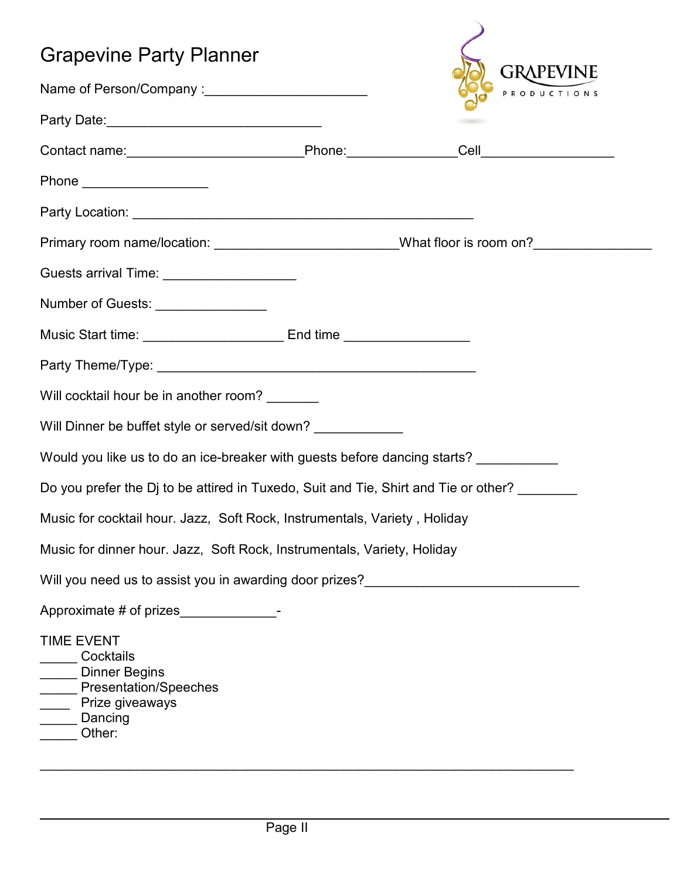# Grapevine Party Planner

GRAPEVINE PRODUCTIONS

Name of Person/Company :______________________

Party Date:_____________________________

Contact name:_______________________Phone:______________Cell_________________

Phone ________________

Party Location: _____________________________________________

Primary room name/location: ________________________What floor is room on?_______________

Guests arrival Time: _________________

Number of Guests: ______________

Music Start time: __________________ End time ________________

Party Theme/Type: __________________________________________

Will cocktail hour be in another room? _______

Will Dinner be buffet style or served/sit down? ___________

Would you like us to do an ice-breaker with guests before dancing starts? __________

Do you prefer the Dj to be attired in Tuxedo, Suit and Tie, Shirt and Tie or other? ________

Music for cocktail hour. Jazz, Soft Rock, Instrumentals, Variety , Holiday

Music for dinner hour. Jazz, Soft Rock, Instrumentals, Variety, Holiday

Will you need us to assist you in awarding door prizes?____________________________

Approximate # of prizes____________-

TIME EVENT

_____ Cocktails
_____ Dinner Begins
_____ Presentation/Speeches
____ Prize giveaways
_____ Dancing
_____ Other:

_____________________________________________________________________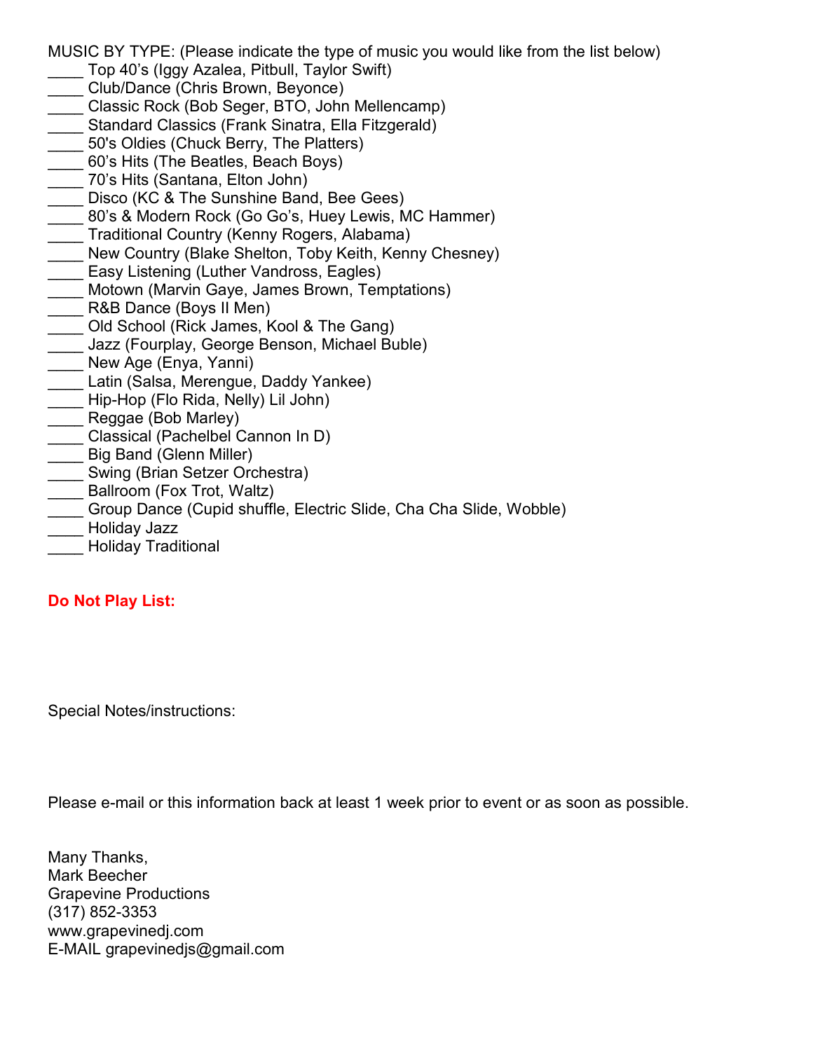MUSIC BY TYPE: (Please indicate the type of music you would like from the list below)

____ Top 40's (Iggy Azalea, Pitbull, Taylor Swift)
____ Club/Dance (Chris Brown, Beyonce)
____ Classic Rock (Bob Seger, BTO, John Mellencamp)
____ Standard Classics (Frank Sinatra, Ella Fitzgerald)
____ 50's Oldies (Chuck Berry, The Platters)
____ 60's Hits (The Beatles, Beach Boys)
____ 70's Hits (Santana, Elton John)
____ Disco (KC & The Sunshine Band, Bee Gees)
____ 80's & Modern Rock (Go Go's, Huey Lewis, MC Hammer)
____ Traditional Country (Kenny Rogers, Alabama)
____ New Country (Blake Shelton, Toby Keith, Kenny Chesney)
____ Easy Listening (Luther Vandross, Eagles)
____ Motown (Marvin Gaye, James Brown, Temptations)
____ R&B Dance (Boys II Men)
____ Old School (Rick James, Kool & The Gang)
____ Jazz (Fourplay, George Benson, Michael Buble)
____ New Age (Enya, Yanni)
____ Latin (Salsa, Merengue, Daddy Yankee)
____ Hip-Hop (Flo Rida, Nelly) Lil John)
____ Reggae (Bob Marley)
____ Classical (Pachelbel Cannon In D)
____ Big Band (Glenn Miller)
____ Swing (Brian Setzer Orchestra)
____ Ballroom (Fox Trot, Waltz)
____ Group Dance (Cupid shuffle, Electric Slide, Cha Cha Slide, Wobble)
____ Holiday Jazz
____ Holiday Traditional

**Do Not Play List:**

Special Notes/instructions:

Please e-mail or this information back at least 1 week prior to event or as soon as possible.

Many Thanks,
Mark Beecher
Grapevine Productions
(317) 852-3353
www.grapevinedj.com
E-MAIL grapevinedjs@gmail.com